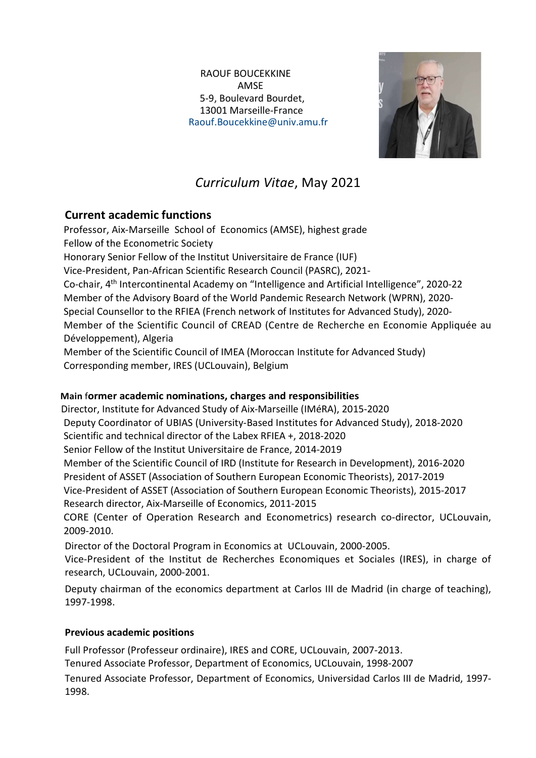RAOUF BOUCEKKINE
AMSE
5-9, Boulevard Bourdet,
13001 Marseille-France
Raouf.Boucekkine@univ.amu.fr

# *Curriculum Vitae*, May 2021

## Current academic functions

Professor, Aix-Marseille School of Economics (AMSE), highest grade
Fellow of the Econometric Society
Honorary Senior Fellow of the Institut Universitaire de France (IUF)
Vice-President, Pan-African Scientific Research Council (PASRC), 2021-
Co-chair, 4th Intercontinental Academy on "Intelligence and Artificial Intelligence", 2020-22
Member of the Advisory Board of the World Pandemic Research Network (WPRN), 2020-
Special Counsellor to the RFIEA (French network of Institutes for Advanced Study), 2020-
Member of the Scientific Council of CREAD (Centre de Recherche en Economie Appliquée au Développement), Algeria
Member of the Scientific Council of IMEA (Moroccan Institute for Advanced Study)
Corresponding member, IRES (UCLouvain), Belgium

### Main former academic nominations, charges and responsibilities

Director, Institute for Advanced Study of Aix-Marseille (IMéRA), 2015-2020
Deputy Coordinator of UBIAS (University-Based Institutes for Advanced Study), 2018-2020
Scientific and technical director of the Labex RFIEA +, 2018-2020
Senior Fellow of the Institut Universitaire de France, 2014-2019
Member of the Scientific Council of IRD (Institute for Research in Development), 2016-2020
President of ASSET (Association of Southern European Economic Theorists), 2017-2019
Vice-President of ASSET (Association of Southern European Economic Theorists), 2015-2017
Research director, Aix-Marseille of Economics, 2011-2015
CORE (Center of Operation Research and Econometrics) research co-director, UCLouvain, 2009-2010.

Director of the Doctoral Program in Economics at UCLouvain, 2000-2005.

Vice-President of the Institut de Recherches Economiques et Sociales (IRES), in charge of research, UCLouvain, 2000-2001.

Deputy chairman of the economics department at Carlos III de Madrid (in charge of teaching), 1997-1998.

### Previous academic positions

Full Professor (Professeur ordinaire), IRES and CORE, UCLouvain, 2007-2013.
Tenured Associate Professor, Department of Economics, UCLouvain, 1998-2007
Tenured Associate Professor, Department of Economics, Universidad Carlos III de Madrid, 1997-1998.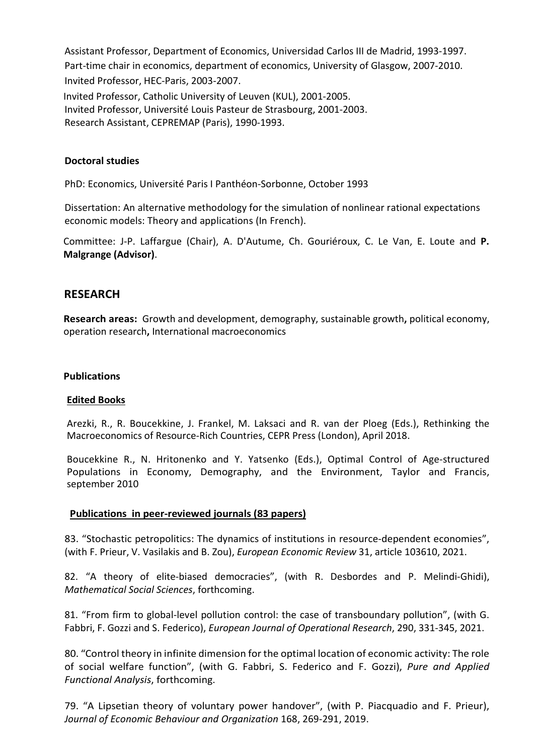Assistant Professor, Department of Economics, Universidad Carlos III de Madrid, 1993-1997.
Part-time chair in economics, department of economics, University of Glasgow, 2007-2010.
Invited Professor, HEC-Paris, 2003-2007.
Invited Professor, Catholic University of Leuven (KUL), 2001-2005.
Invited Professor, Université Louis Pasteur de Strasbourg, 2001-2003.
Research Assistant, CEPREMAP (Paris), 1990-1993.

### Doctoral studies

PhD: Economics, Université Paris I Panthéon-Sorbonne, October 1993

Dissertation: An alternative methodology for the simulation of nonlinear rational expectations economic models: Theory and applications (In French).

Committee: J-P. Laffargue (Chair), A. D'Autume, Ch. Gouriéroux, C. Le Van, E. Loute and **P. Malgrange (Advisor)**.

## RESEARCH

**Research areas:** Growth and development, demography, sustainable growth**,** political economy, operation research**,** International macroeconomics

### Publications

#### Edited Books

Arezki, R., R. Boucekkine, J. Frankel, M. Laksaci and R. van der Ploeg (Eds.), Rethinking the Macroeconomics of Resource-Rich Countries, CEPR Press (London), April 2018.

Boucekkine R., N. Hritonenko and Y. Yatsenko (Eds.), Optimal Control of Age-structured Populations in Economy, Demography, and the Environment, Taylor and Francis, september 2010

#### Publications in peer-reviewed journals (83 papers)

83. "Stochastic petropolitics: The dynamics of institutions in resource-dependent economies", (with F. Prieur, V. Vasilakis and B. Zou), *European Economic Review* 31, article 103610, 2021.

82. "A theory of elite-biased democracies", (with R. Desbordes and P. Melindi-Ghidi), *Mathematical Social Sciences*, forthcoming.

81. "From firm to global-level pollution control: the case of transboundary pollution", (with G. Fabbri, F. Gozzi and S. Federico), *European Journal of Operational Research*, 290, 331-345, 2021.

80. "Control theory in infinite dimension for the optimal location of economic activity: The role of social welfare function", (with G. Fabbri, S. Federico and F. Gozzi), *Pure and Applied Functional Analysis*, forthcoming.

79. "A Lipsetian theory of voluntary power handover", (with P. Piacquadio and F. Prieur), *Journal of Economic Behaviour and Organization* 168, 269-291, 2019.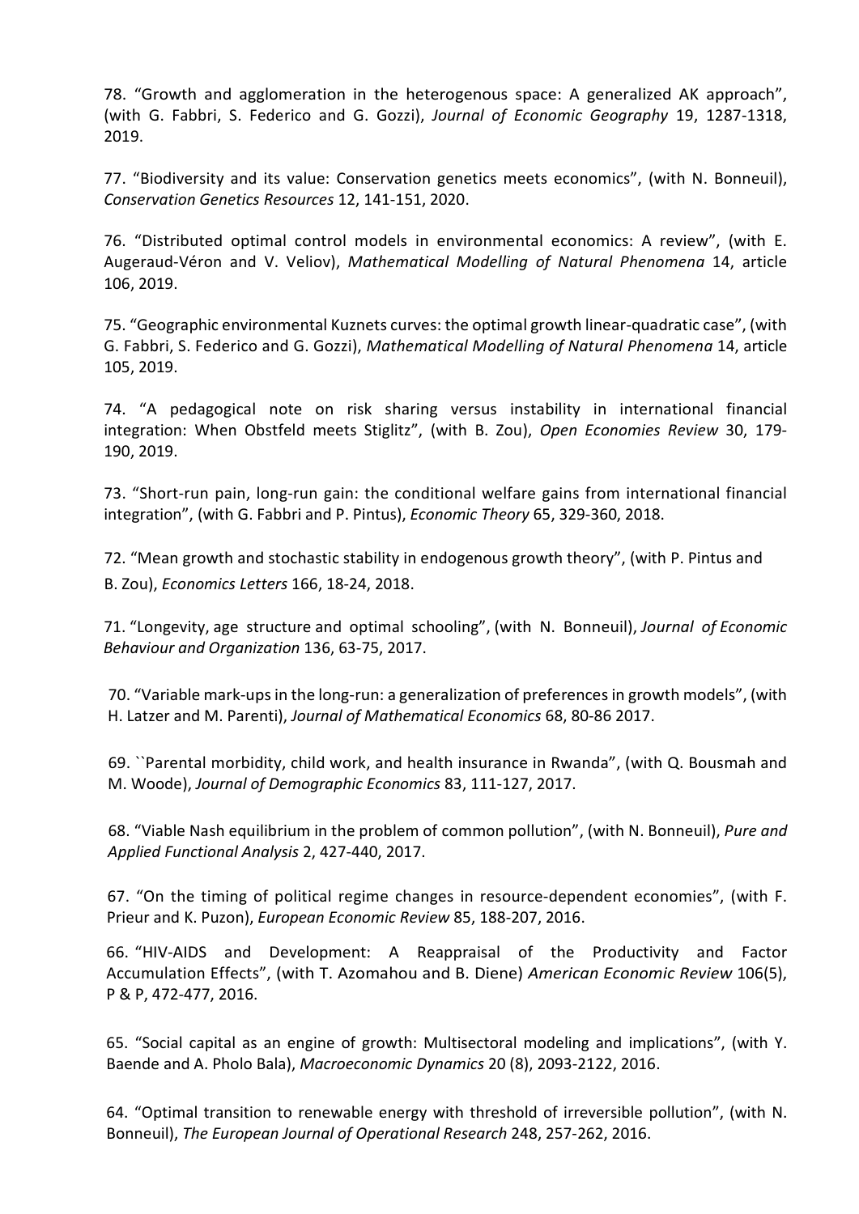78. "Growth and agglomeration in the heterogenous space: A generalized AK approach", (with G. Fabbri, S. Federico and G. Gozzi), *Journal of Economic Geography* 19, 1287-1318, 2019.

77. "Biodiversity and its value: Conservation genetics meets economics", (with N. Bonneuil), *Conservation Genetics Resources* 12, 141-151, 2020.

76. "Distributed optimal control models in environmental economics: A review", (with E. Augeraud-Véron and V. Veliov), *Mathematical Modelling of Natural Phenomena* 14, article 106, 2019.

75. "Geographic environmental Kuznets curves: the optimal growth linear-quadratic case", (with G. Fabbri, S. Federico and G. Gozzi), *Mathematical Modelling of Natural Phenomena* 14, article 105, 2019.

74. "A pedagogical note on risk sharing versus instability in international financial integration: When Obstfeld meets Stiglitz", (with B. Zou), *Open Economies Review* 30, 179-190, 2019.

73. "Short-run pain, long-run gain: the conditional welfare gains from international financial integration", (with G. Fabbri and P. Pintus), *Economic Theory* 65, 329-360, 2018.

72. "Mean growth and stochastic stability in endogenous growth theory", (with P. Pintus and B. Zou), *Economics Letters* 166, 18-24, 2018.

71. "Longevity, age structure and optimal schooling", (with N. Bonneuil), *Journal of Economic Behaviour and Organization* 136, 63-75, 2017.

70. "Variable mark-ups in the long-run: a generalization of preferences in growth models", (with H. Latzer and M. Parenti), *Journal of Mathematical Economics* 68, 80-86 2017.

69. ``Parental morbidity, child work, and health insurance in Rwanda", (with Q. Bousmah and M. Woode), *Journal of Demographic Economics* 83, 111-127, 2017.

68. "Viable Nash equilibrium in the problem of common pollution", (with N. Bonneuil), *Pure and Applied Functional Analysis* 2, 427-440, 2017.

67. "On the timing of political regime changes in resource-dependent economies", (with F. Prieur and K. Puzon), *European Economic Review* 85, 188-207, 2016.

66. "HIV-AIDS and Development: A Reappraisal of the Productivity and Factor Accumulation Effects", (with T. Azomahou and B. Diene) *American Economic Review* 106(5), P & P, 472-477, 2016.

65. "Social capital as an engine of growth: Multisectoral modeling and implications", (with Y. Baende and A. Pholo Bala), *Macroeconomic Dynamics* 20 (8), 2093-2122, 2016.

64. "Optimal transition to renewable energy with threshold of irreversible pollution", (with N. Bonneuil), *The European Journal of Operational Research* 248, 257-262, 2016.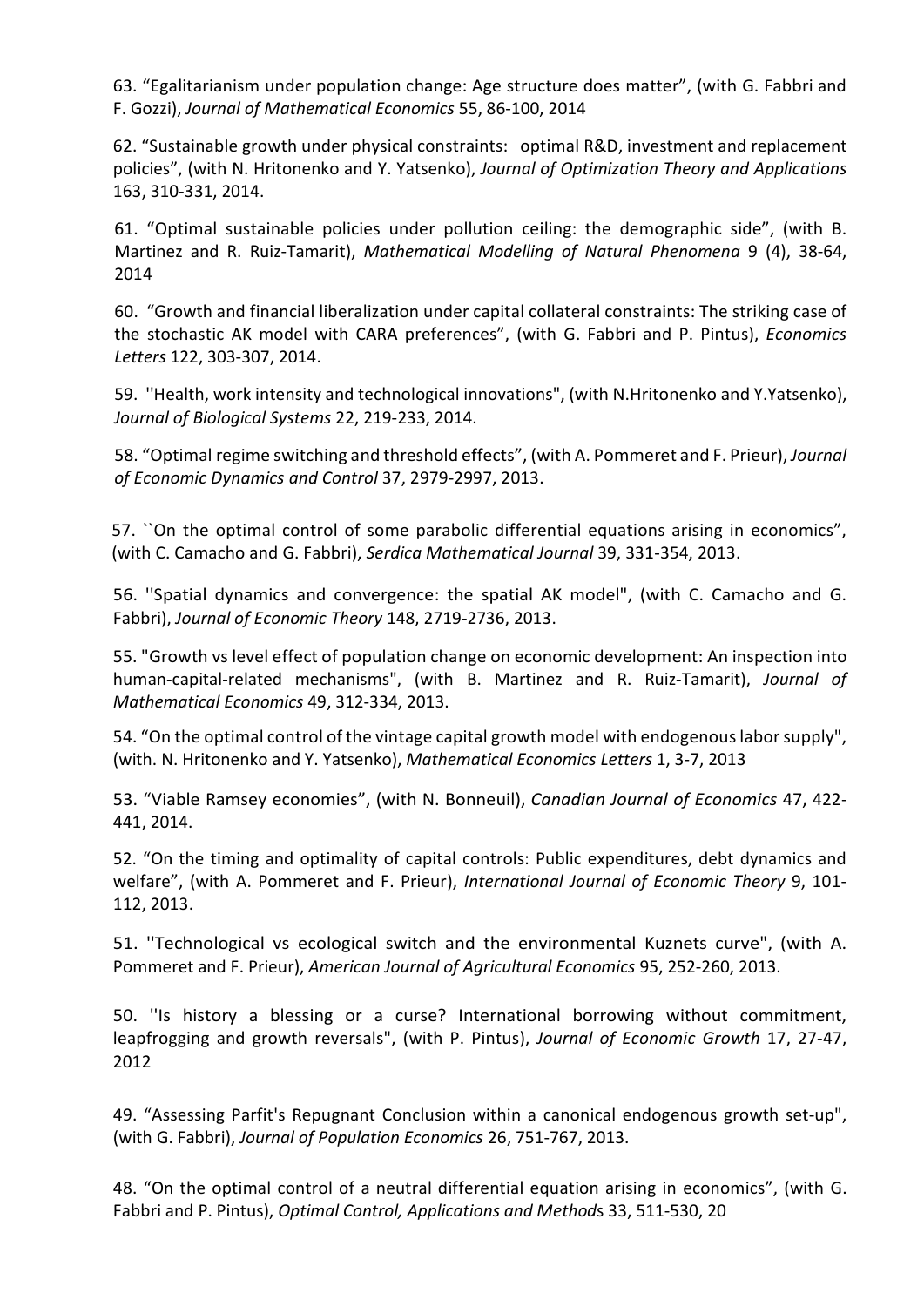63. “Egalitarianism under population change: Age structure does matter”, (with G. Fabbri and F. Gozzi), *Journal of Mathematical Economics* 55, 86-100, 2014

62. “Sustainable growth under physical constraints: optimal R&D, investment and replacement policies”, (with N. Hritonenko and Y. Yatsenko), *Journal of Optimization Theory and Applications* 163, 310-331, 2014.

61. “Optimal sustainable policies under pollution ceiling: the demographic side”, (with B. Martinez and R. Ruiz-Tamarit), *Mathematical Modelling of Natural Phenomena* 9 (4), 38-64, 2014

60. “Growth and financial liberalization under capital collateral constraints: The striking case of the stochastic AK model with CARA preferences”, (with G. Fabbri and P. Pintus), *Economics Letters* 122, 303-307, 2014.

59. ''Health, work intensity and technological innovations", (with N.Hritonenko and Y.Yatsenko), *Journal of Biological Systems* 22, 219-233, 2014.

58. “Optimal regime switching and threshold effects”, (with A. Pommeret and F. Prieur), *Journal of Economic Dynamics and Control* 37, 2979-2997, 2013.

57. ``On the optimal control of some parabolic differential equations arising in economics”, (with C. Camacho and G. Fabbri), *Serdica Mathematical Journal* 39, 331-354, 2013.

56. ''Spatial dynamics and convergence: the spatial AK model", (with C. Camacho and G. Fabbri), *Journal of Economic Theory* 148, 2719-2736, 2013.

55. "Growth vs level effect of population change on economic development: An inspection into human-capital-related mechanisms", (with B. Martinez and R. Ruiz-Tamarit), *Journal of Mathematical Economics* 49, 312-334, 2013.

54. “On the optimal control of the vintage capital growth model with endogenous labor supply", (with. N. Hritonenko and Y. Yatsenko), *Mathematical Economics Letters* 1, 3-7, 2013

53. “Viable Ramsey economies”, (with N. Bonneuil), *Canadian Journal of Economics* 47, 422-441, 2014.

52. “On the timing and optimality of capital controls: Public expenditures, debt dynamics and welfare”, (with A. Pommeret and F. Prieur), *International Journal of Economic Theory* 9, 101-112, 2013.

51. ''Technological vs ecological switch and the environmental Kuznets curve", (with A. Pommeret and F. Prieur), *American Journal of Agricultural Economics* 95, 252-260, 2013.

50. ''Is history a blessing or a curse? International borrowing without commitment, leapfrogging and growth reversals", (with P. Pintus), *Journal of Economic Growth* 17, 27-47, 2012

49. “Assessing Parfit's Repugnant Conclusion within a canonical endogenous growth set-up", (with G. Fabbri), *Journal of Population Economics* 26, 751-767, 2013.

48. “On the optimal control of a neutral differential equation arising in economics”, (with G. Fabbri and P. Pintus), *Optimal Control, Applications and Methods* 33, 511-530, 20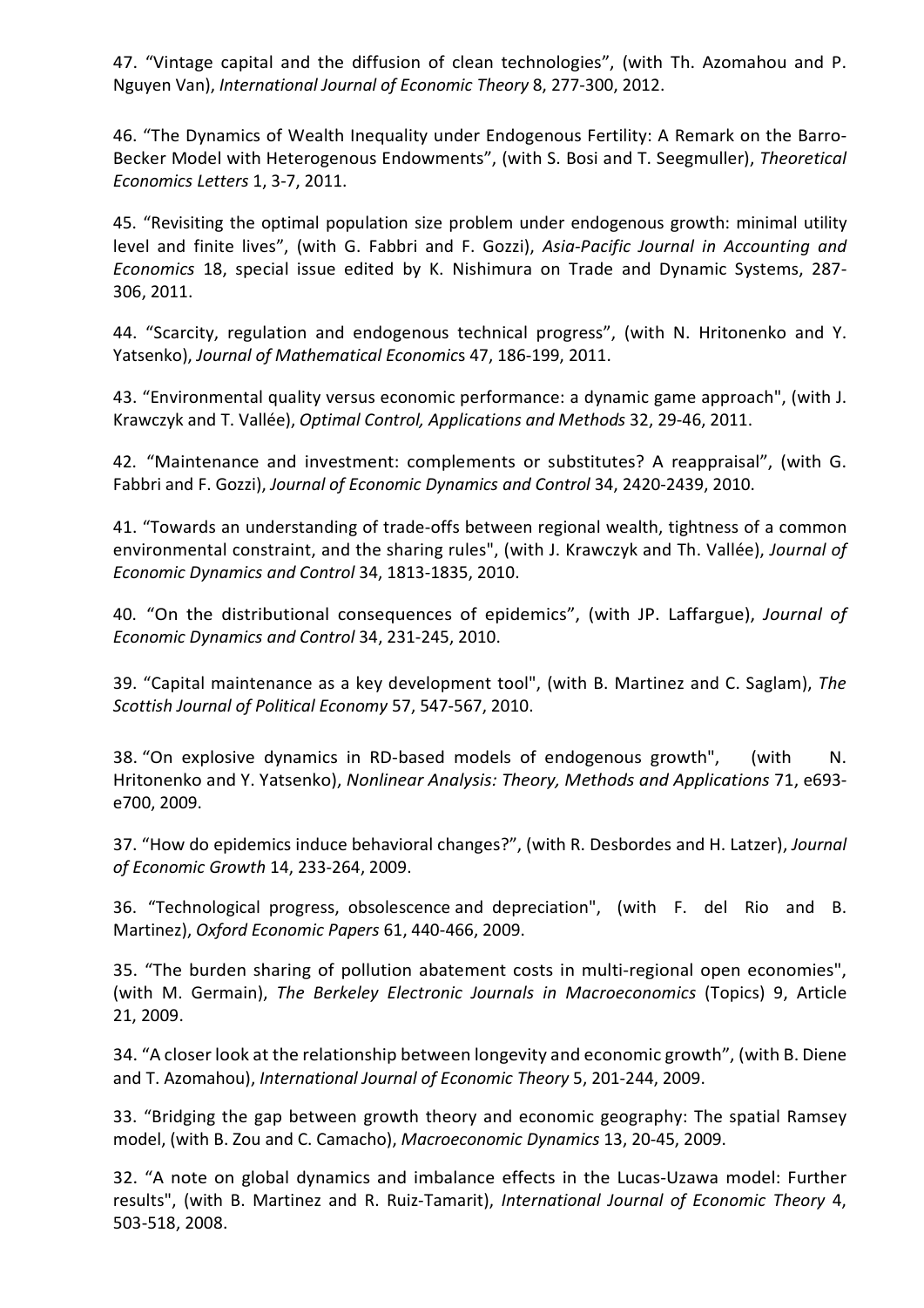47. “Vintage capital and the diffusion of clean technologies”, (with Th. Azomahou and P. Nguyen Van), *International Journal of Economic Theory* 8, 277-300, 2012.

46. “The Dynamics of Wealth Inequality under Endogenous Fertility: A Remark on the Barro-Becker Model with Heterogenous Endowments”, (with S. Bosi and T. Seegmuller), *Theoretical Economics Letters* 1, 3-7, 2011.

45. “Revisiting the optimal population size problem under endogenous growth: minimal utility level and finite lives”, (with G. Fabbri and F. Gozzi), *Asia-Pacific Journal in Accounting and Economics* 18, special issue edited by K. Nishimura on Trade and Dynamic Systems, 287-306, 2011.

44. “Scarcity, regulation and endogenous technical progress”, (with N. Hritonenko and Y. Yatsenko), *Journal of Mathematical Economics* 47, 186-199, 2011.

43. “Environmental quality versus economic performance: a dynamic game approach", (with J. Krawczyk and T. Vallée), *Optimal Control, Applications and Methods* 32, 29-46, 2011.

42. “Maintenance and investment: complements or substitutes? A reappraisal”, (with G. Fabbri and F. Gozzi), *Journal of Economic Dynamics and Control* 34, 2420-2439, 2010.

41. “Towards an understanding of trade-offs between regional wealth, tightness of a common environmental constraint, and the sharing rules", (with J. Krawczyk and Th. Vallée), *Journal of Economic Dynamics and Control* 34, 1813-1835, 2010.

40. “On the distributional consequences of epidemics”, (with JP. Laffargue), *Journal of Economic Dynamics and Control* 34, 231-245, 2010.

39. “Capital maintenance as a key development tool", (with B. Martinez and C. Saglam), *The Scottish Journal of Political Economy* 57, 547-567, 2010.

38. “On explosive dynamics in RD-based models of endogenous growth", (with N. Hritonenko and Y. Yatsenko), *Nonlinear Analysis: Theory, Methods and Applications* 71, e693-e700, 2009.

37. “How do epidemics induce behavioral changes?”, (with R. Desbordes and H. Latzer), *Journal of Economic Growth* 14, 233-264, 2009.

36. “Technological progress, obsolescence and depreciation", (with F. del Rio and B. Martinez), *Oxford Economic Papers* 61, 440-466, 2009.

35. “The burden sharing of pollution abatement costs in multi-regional open economies", (with M. Germain), *The Berkeley Electronic Journals in Macroeconomics* (Topics) 9, Article 21, 2009.

34. “A closer look at the relationship between longevity and economic growth”, (with B. Diene and T. Azomahou), *International Journal of Economic Theory* 5, 201-244, 2009.

33. “Bridging the gap between growth theory and economic geography: The spatial Ramsey model, (with B. Zou and C. Camacho), *Macroeconomic Dynamics* 13, 20-45, 2009.

32. “A note on global dynamics and imbalance effects in the Lucas-Uzawa model: Further results", (with B. Martinez and R. Ruiz-Tamarit), *International Journal of Economic Theory* 4, 503-518, 2008.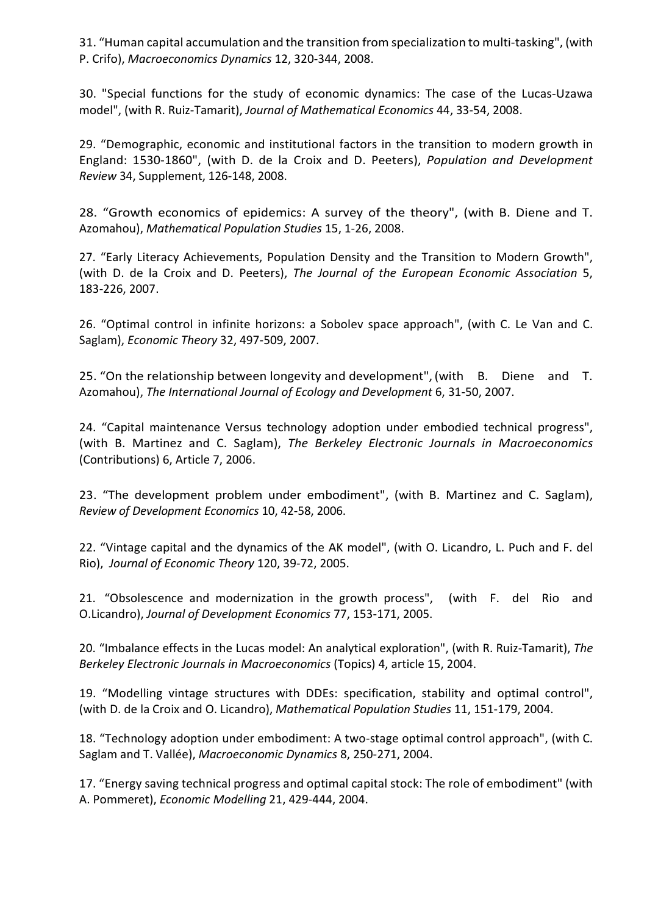31. “Human capital accumulation and the transition from specialization to multi-tasking", (with P. Crifo), *Macroeconomics Dynamics* 12, 320-344, 2008.

30. "Special functions for the study of economic dynamics: The case of the Lucas-Uzawa model", (with R. Ruiz-Tamarit), *Journal of Mathematical Economics* 44, 33-54, 2008.

29. “Demographic, economic and institutional factors in the transition to modern growth in England: 1530-1860", (with D. de la Croix and D. Peeters), *Population and Development Review* 34, Supplement, 126-148, 2008.

28. “Growth economics of epidemics: A survey of the theory", (with B. Diene and T. Azomahou), *Mathematical Population Studies* 15, 1-26, 2008.

27. “Early Literacy Achievements, Population Density and the Transition to Modern Growth", (with D. de la Croix and D. Peeters), *The Journal of the European Economic Association* 5, 183-226, 2007.

26. “Optimal control in infinite horizons: a Sobolev space approach", (with C. Le Van and C. Saglam), *Economic Theory* 32, 497-509, 2007.

25. “On the relationship between longevity and development", (with B. Diene and T. Azomahou), *The International Journal of Ecology and Development* 6, 31-50, 2007.

24. “Capital maintenance Versus technology adoption under embodied technical progress", (with B. Martinez and C. Saglam), *The Berkeley Electronic Journals in Macroeconomics* (Contributions) 6, Article 7, 2006.

23. “The development problem under embodiment", (with B. Martinez and C. Saglam), *Review of Development Economics* 10, 42-58, 2006.

22. “Vintage capital and the dynamics of the AK model", (with O. Licandro, L. Puch and F. del Rio), *Journal of Economic Theory* 120, 39-72, 2005.

21. “Obsolescence and modernization in the growth process", (with F. del Rio and O.Licandro), *Journal of Development Economics* 77, 153-171, 2005.

20. “Imbalance effects in the Lucas model: An analytical exploration", (with R. Ruiz-Tamarit), *The Berkeley Electronic Journals in Macroeconomics* (Topics) 4, article 15, 2004.

19. “Modelling vintage structures with DDEs: specification, stability and optimal control", (with D. de la Croix and O. Licandro), *Mathematical Population Studies* 11, 151-179, 2004.

18. “Technology adoption under embodiment: A two-stage optimal control approach", (with C. Saglam and T. Vallée), *Macroeconomic Dynamics* 8, 250-271, 2004.

17. “Energy saving technical progress and optimal capital stock: The role of embodiment" (with A. Pommeret), *Economic Modelling* 21, 429-444, 2004.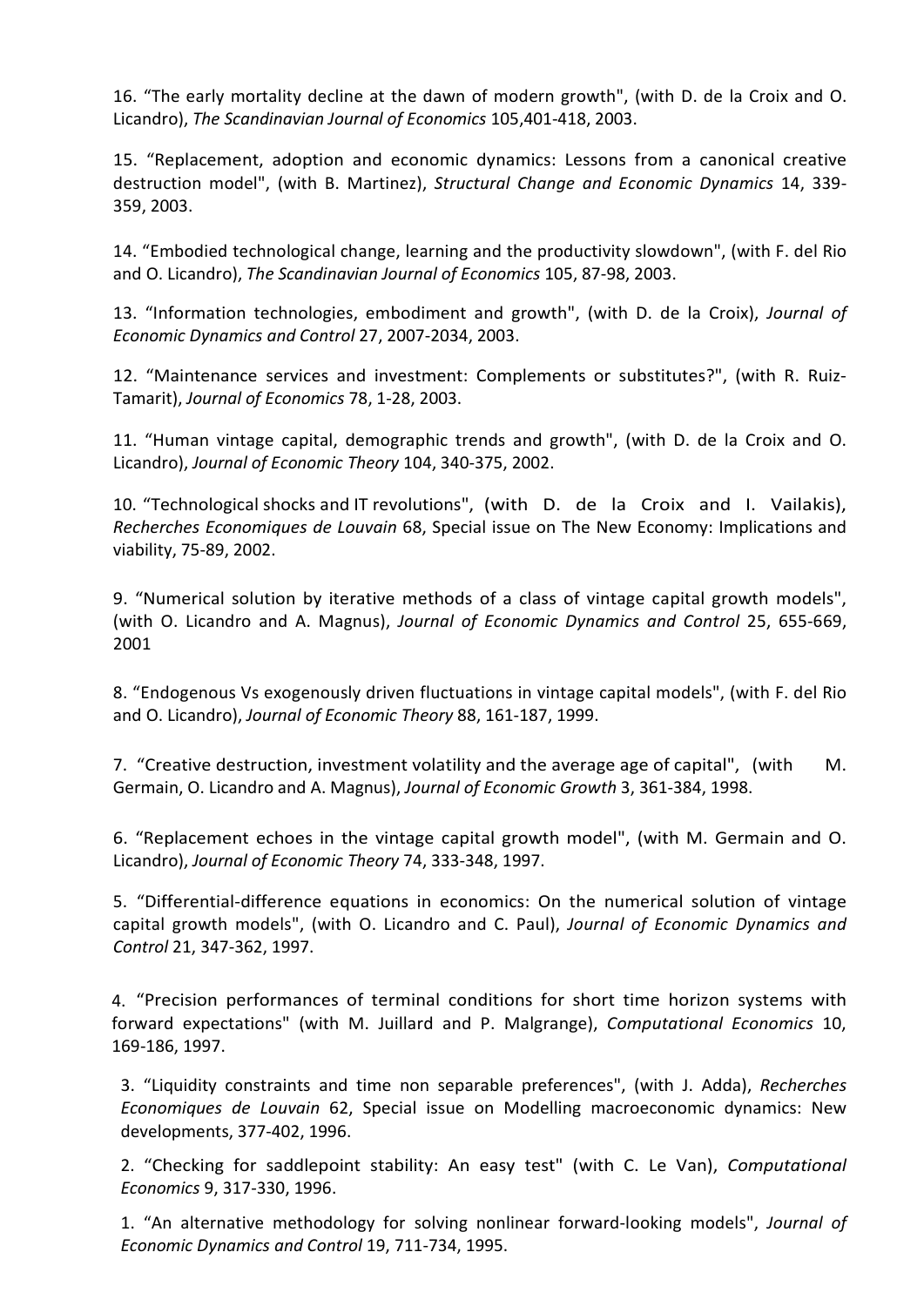16. “The early mortality decline at the dawn of modern growth", (with D. de la Croix and O. Licandro), *The Scandinavian Journal of Economics* 105,401-418, 2003.

15. “Replacement, adoption and economic dynamics: Lessons from a canonical creative destruction model", (with B. Martinez), *Structural Change and Economic Dynamics* 14, 339-359, 2003.

14. “Embodied technological change, learning and the productivity slowdown", (with F. del Rio and O. Licandro), *The Scandinavian Journal of Economics* 105, 87-98, 2003.

13. “Information technologies, embodiment and growth", (with D. de la Croix), *Journal of Economic Dynamics and Control* 27, 2007-2034, 2003.

12. “Maintenance services and investment: Complements or substitutes?", (with R. Ruiz-Tamarit), *Journal of Economics* 78, 1-28, 2003.

11. “Human vintage capital, demographic trends and growth", (with D. de la Croix and O. Licandro), *Journal of Economic Theory* 104, 340-375, 2002.

10. “Technological shocks and IT revolutions", (with D. de la Croix and I. Vailakis), *Recherches Economiques de Louvain* 68, Special issue on The New Economy: Implications and viability, 75-89, 2002.

9. “Numerical solution by iterative methods of a class of vintage capital growth models", (with O. Licandro and A. Magnus), *Journal of Economic Dynamics and Control* 25, 655-669, 2001

8. “Endogenous Vs exogenously driven fluctuations in vintage capital models", (with F. del Rio and O. Licandro), *Journal of Economic Theory* 88, 161-187, 1999.

7. “Creative destruction, investment volatility and the average age of capital", (with M. Germain, O. Licandro and A. Magnus), *Journal of Economic Growth* 3, 361-384, 1998.

6. “Replacement echoes in the vintage capital growth model", (with M. Germain and O. Licandro), *Journal of Economic Theory* 74, 333-348, 1997.

5. “Differential-difference equations in economics: On the numerical solution of vintage capital growth models", (with O. Licandro and C. Paul), *Journal of Economic Dynamics and Control* 21, 347-362, 1997.

4. “Precision performances of terminal conditions for short time horizon systems with forward expectations" (with M. Juillard and P. Malgrange), *Computational Economics* 10, 169-186, 1997.

3. “Liquidity constraints and time non separable preferences", (with J. Adda), *Recherches Economiques de Louvain* 62, Special issue on Modelling macroeconomic dynamics: New developments, 377-402, 1996.

2. “Checking for saddlepoint stability: An easy test" (with C. Le Van), *Computational Economics* 9, 317-330, 1996.

1. “An alternative methodology for solving nonlinear forward-looking models", *Journal of Economic Dynamics and Control* 19, 711-734, 1995.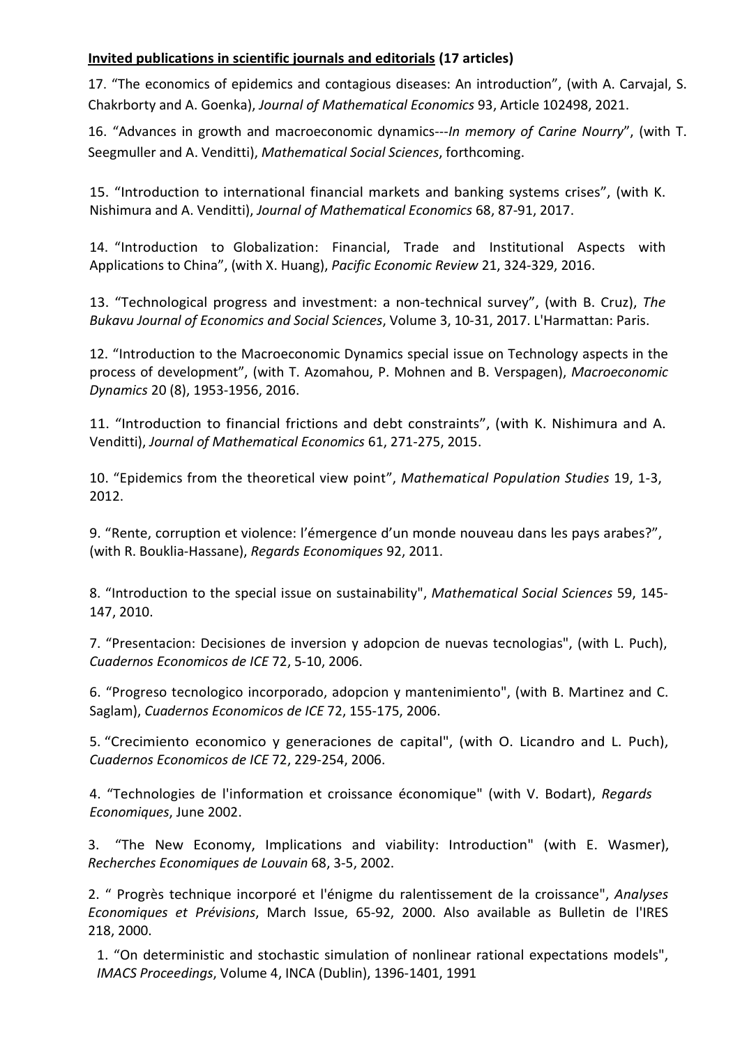**Invited publications in scientific journals and editorials (17 articles)**

17. "The economics of epidemics and contagious diseases: An introduction", (with A. Carvajal, S. Chakrborty and A. Goenka), *Journal of Mathematical Economics* 93, Article 102498, 2021.

16. "Advances in growth and macroeconomic dynamics---*In memory of Carine Nourry*", (with T. Seegmuller and A. Venditti), *Mathematical Social Sciences*, forthcoming.

15. "Introduction to international financial markets and banking systems crises", (with K. Nishimura and A. Venditti), *Journal of Mathematical Economics* 68, 87-91, 2017.

14. "Introduction to Globalization: Financial, Trade and Institutional Aspects with Applications to China", (with X. Huang), *Pacific Economic Review* 21, 324-329, 2016.

13. "Technological progress and investment: a non-technical survey", (with B. Cruz), *The Bukavu Journal of Economics and Social Sciences*, Volume 3, 10-31, 2017. L'Harmattan: Paris.

12. "Introduction to the Macroeconomic Dynamics special issue on Technology aspects in the process of development", (with T. Azomahou, P. Mohnen and B. Verspagen), *Macroeconomic Dynamics* 20 (8), 1953-1956, 2016.

11. "Introduction to financial frictions and debt constraints", (with K. Nishimura and A. Venditti), *Journal of Mathematical Economics* 61, 271-275, 2015.

10. "Epidemics from the theoretical view point", *Mathematical Population Studies* 19, 1-3, 2012.

9. "Rente, corruption et violence: l'émergence d'un monde nouveau dans les pays arabes?", (with R. Bouklia-Hassane), *Regards Economiques* 92, 2011.

8. "Introduction to the special issue on sustainability", *Mathematical Social Sciences* 59, 145-147, 2010.

7. "Presentacion: Decisiones de inversion y adopcion de nuevas tecnologias", (with L. Puch), *Cuadernos Economicos de ICE* 72, 5-10, 2006.

6. "Progreso tecnologico incorporado, adopcion y mantenimiento", (with B. Martinez and C. Saglam), *Cuadernos Economicos de ICE* 72, 155-175, 2006.

5. "Crecimiento economico y generaciones de capital", (with O. Licandro and L. Puch), *Cuadernos Economicos de ICE* 72, 229-254, 2006.

4. "Technologies de l'information et croissance économique" (with V. Bodart), *Regards Economiques*, June 2002.

3. "The New Economy, Implications and viability: Introduction" (with E. Wasmer), *Recherches Economiques de Louvain* 68, 3-5, 2002.

2. " Progrès technique incorporé et l'énigme du ralentissement de la croissance", *Analyses Economiques et Prévisions*, March Issue, 65-92, 2000. Also available as Bulletin de l'IRES 218, 2000.

1. "On deterministic and stochastic simulation of nonlinear rational expectations models", *IMACS Proceedings*, Volume 4, INCA (Dublin), 1396-1401, 1991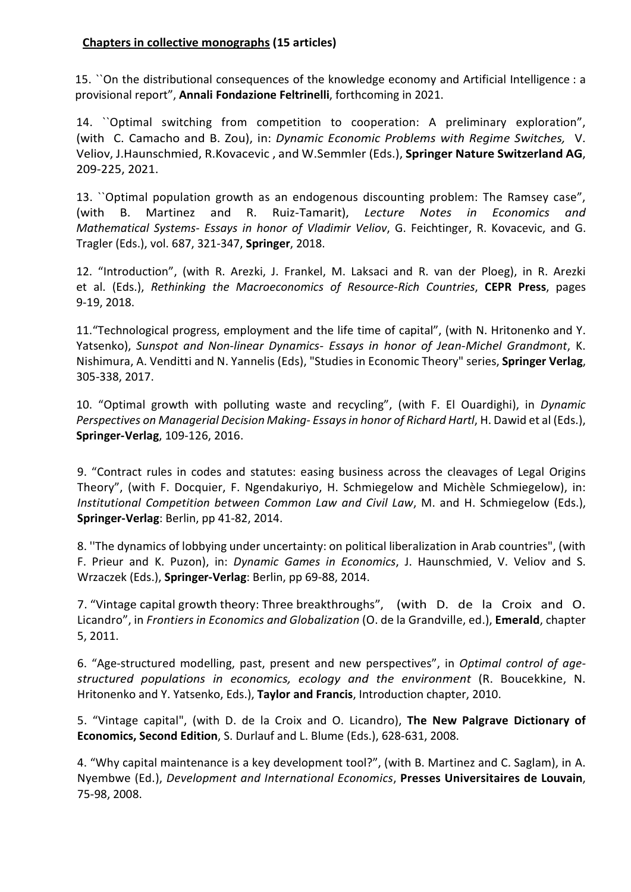**<u>Chapters in collective monographs</u> (15 articles)**

15. ``On the distributional consequences of the knowledge economy and Artificial Intelligence : a provisional report", **Annali Fondazione Feltrinelli**, forthcoming in 2021.

14. ``Optimal switching from competition to cooperation: A preliminary exploration", (with C. Camacho and B. Zou), in: *Dynamic Economic Problems with Regime Switches,* V. Veliov, J.Haunschmied, R.Kovacevic , and W.Semmler (Eds.), **Springer Nature Switzerland AG**, 209-225, 2021.

13. ``Optimal population growth as an endogenous discounting problem: The Ramsey case", (with B. Martinez and R. Ruiz-Tamarit), *Lecture Notes in Economics and Mathematical Systems- Essays in honor of Vladimir Veliov*, G. Feichtinger, R. Kovacevic, and G. Tragler (Eds.), vol. 687, 321-347, **Springer**, 2018.

12. "Introduction", (with R. Arezki, J. Frankel, M. Laksaci and R. van der Ploeg), in R. Arezki et al. (Eds.), *Rethinking the Macroeconomics of Resource-Rich Countries*, **CEPR Press**, pages 9-19, 2018.

11."Technological progress, employment and the life time of capital", (with N. Hritonenko and Y. Yatsenko), *Sunspot and Non-linear Dynamics- Essays in honor of Jean-Michel Grandmont*, K. Nishimura, A. Venditti and N. Yannelis (Eds), "Studies in Economic Theory" series, **Springer Verlag**, 305-338, 2017.

10. "Optimal growth with polluting waste and recycling", (with F. El Ouardighi), in *Dynamic Perspectives on Managerial Decision Making- Essays in honor of Richard Hartl*, H. Dawid et al (Eds.), **Springer-Verlag**, 109-126, 2016.

9. "Contract rules in codes and statutes: easing business across the cleavages of Legal Origins Theory", (with F. Docquier, F. Ngendakuriyo, H. Schmiegelow and Michèle Schmiegelow), in: *Institutional Competition between Common Law and Civil Law*, M. and H. Schmiegelow (Eds.), **Springer-Verlag**: Berlin, pp 41-82, 2014.

8. ''The dynamics of lobbying under uncertainty: on political liberalization in Arab countries", (with F. Prieur and K. Puzon), in: *Dynamic Games in Economics*, J. Haunschmied, V. Veliov and S. Wrzaczek (Eds.), **Springer-Verlag**: Berlin, pp 69-88, 2014.

7. "Vintage capital growth theory: Three breakthroughs", (with D. de la Croix and O. Licandro", in *Frontiers in Economics and Globalization* (O. de la Grandville, ed.), **Emerald**, chapter 5, 2011.

6. "Age-structured modelling, past, present and new perspectives", in *Optimal control of age-structured populations in economics, ecology and the environment* (R. Boucekkine, N. Hritonenko and Y. Yatsenko, Eds.), **Taylor and Francis**, Introduction chapter, 2010.

5. "Vintage capital", (with D. de la Croix and O. Licandro), **The New Palgrave Dictionary of Economics, Second Edition**, S. Durlauf and L. Blume (Eds.), 628-631, 2008.

4. "Why capital maintenance is a key development tool?", (with B. Martinez and C. Saglam), in A. Nyembwe (Ed.), *Development and International Economics*, **Presses Universitaires de Louvain**, 75-98, 2008.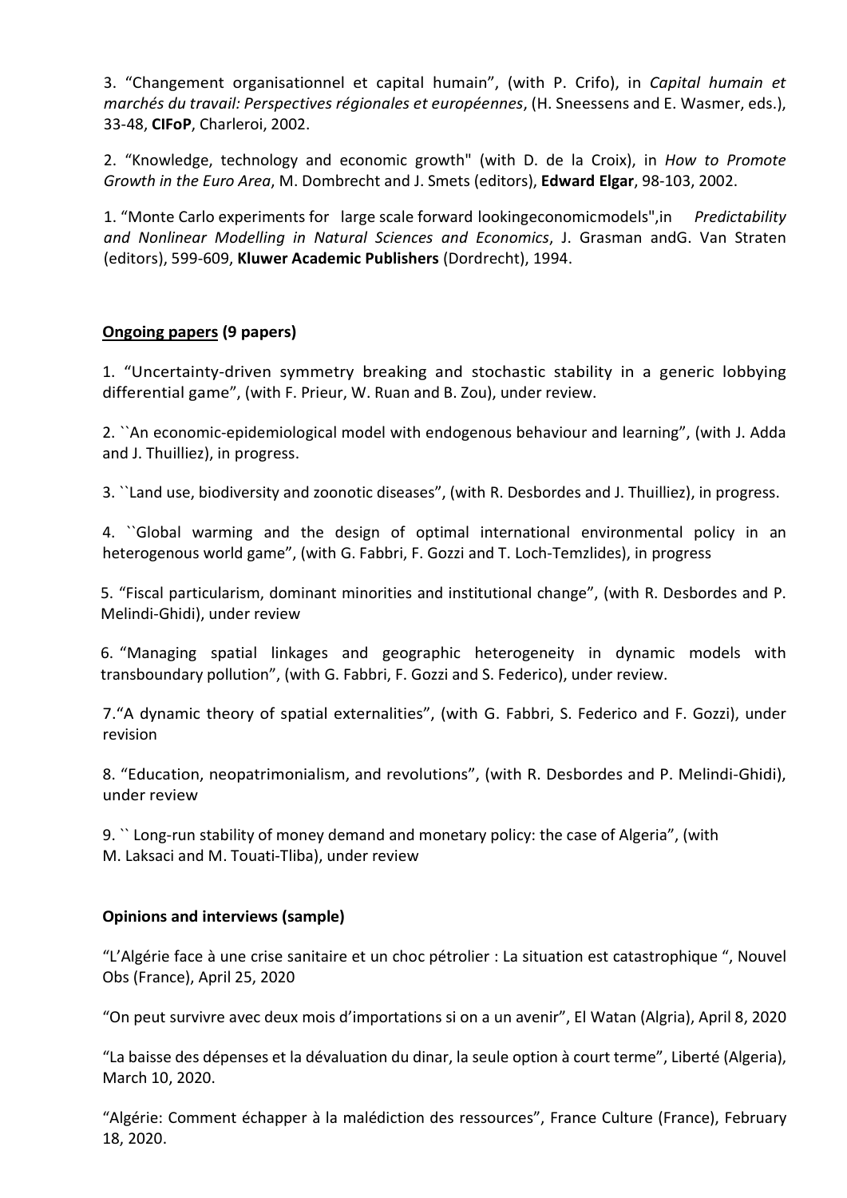3. “Changement organisationnel et capital humain”, (with P. Crifo), in *Capital humain et marchés du travail: Perspectives régionales et européennes*, (H. Sneessens and E. Wasmer, eds.), 33-48, **CIFoP**, Charleroi, 2002.

2. “Knowledge, technology and economic growth" (with D. de la Croix), in *How to Promote Growth in the Euro Area*, M. Dombrecht and J. Smets (editors), **Edward Elgar**, 98-103, 2002.

1. “Monte Carlo experiments for large scale forward lookingeconomicmodels",in *Predictability and Nonlinear Modelling in Natural Sciences and Economics*, J. Grasman andG. Van Straten (editors), 599-609, **Kluwer Academic Publishers** (Dordrecht), 1994.

**<u>Ongoing papers</u> (9 papers)**

1. “Uncertainty-driven symmetry breaking and stochastic stability in a generic lobbying differential game”, (with F. Prieur, W. Ruan and B. Zou), under review.

2. ``An economic-epidemiological model with endogenous behaviour and learning”, (with J. Adda and J. Thuilliez), in progress.

3. ``Land use, biodiversity and zoonotic diseases”, (with R. Desbordes and J. Thuilliez), in progress.

4. ``Global warming and the design of optimal international environmental policy in an heterogenous world game”, (with G. Fabbri, F. Gozzi and T. Loch-Temzlides), in progress

5. “Fiscal particularism, dominant minorities and institutional change”, (with R. Desbordes and P. Melindi-Ghidi), under review

6. “Managing spatial linkages and geographic heterogeneity in dynamic models with transboundary pollution”, (with G. Fabbri, F. Gozzi and S. Federico), under review.

7.“A dynamic theory of spatial externalities”, (with G. Fabbri, S. Federico and F. Gozzi), under revision

8. “Education, neopatrimonialism, and revolutions”, (with R. Desbordes and P. Melindi-Ghidi), under review

9. `` Long-run stability of money demand and monetary policy: the case of Algeria”, (with M. Laksaci and M. Touati-Tliba), under review

**Opinions and interviews (sample)**

“L’Algérie face à une crise sanitaire et un choc pétrolier : La situation est catastrophique “, Nouvel Obs (France), April 25, 2020

“On peut survivre avec deux mois d’importations si on a un avenir”, El Watan (Algria), April 8, 2020

“La baisse des dépenses et la dévaluation du dinar, la seule option à court terme”, Liberté (Algeria), March 10, 2020.

“Algérie: Comment échapper à la malédiction des ressources”, France Culture (France), February 18, 2020.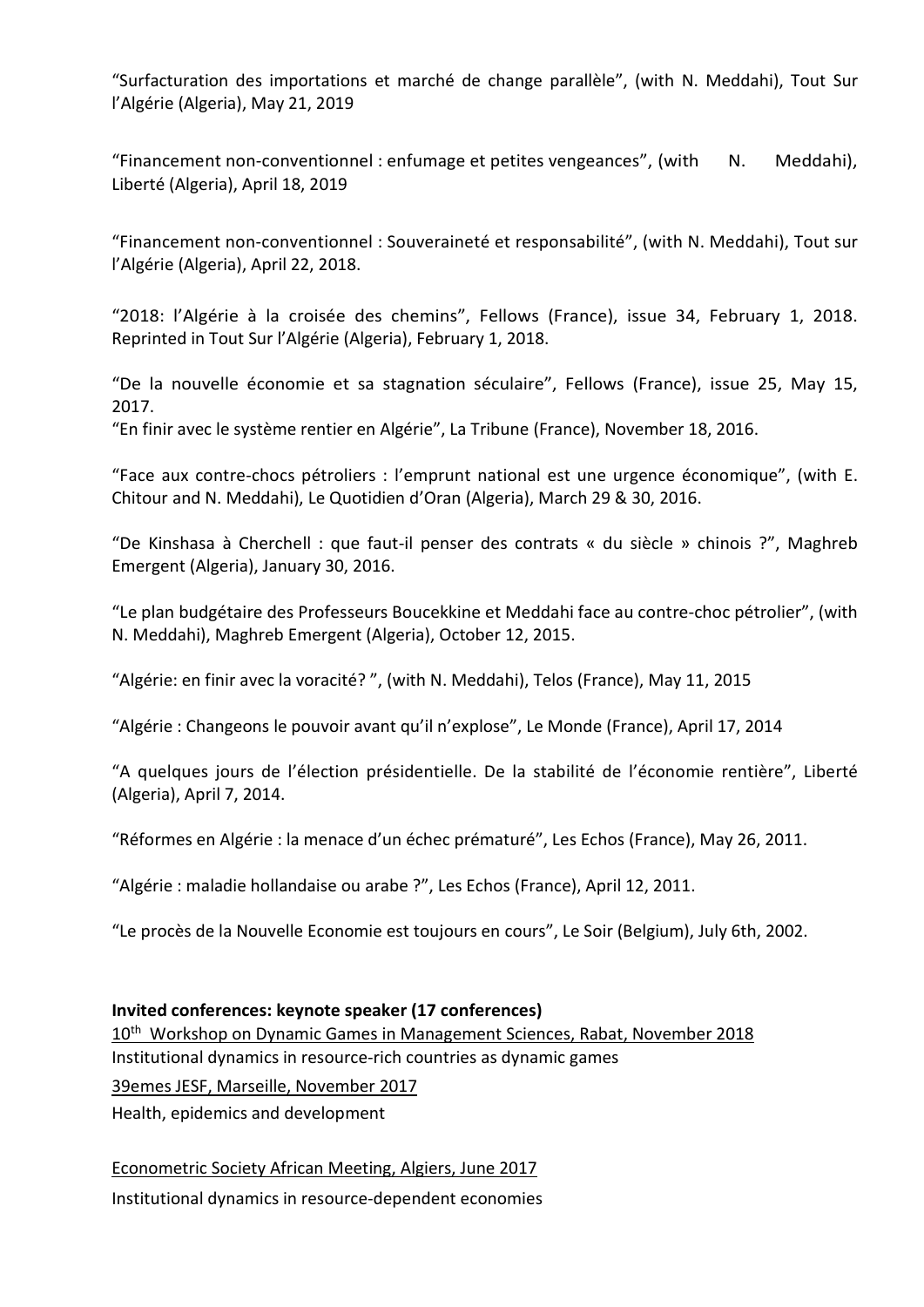“Surfacturation des importations et marché de change parallèle”, (with N. Meddahi), Tout Sur l’Algérie (Algeria), May 21, 2019

“Financement non-conventionnel : enfumage et petites vengeances”, (with N. Meddahi), Liberté (Algeria), April 18, 2019

“Financement non-conventionnel : Souveraineté et responsabilité”, (with N. Meddahi), Tout sur l’Algérie (Algeria), April 22, 2018.

“2018: l’Algérie à la croisée des chemins”, Fellows (France), issue 34, February 1, 2018. Reprinted in Tout Sur l’Algérie (Algeria), February 1, 2018.

“De la nouvelle économie et sa stagnation séculaire”, Fellows (France), issue 25, May 15, 2017.

“En finir avec le système rentier en Algérie”, La Tribune (France), November 18, 2016.

“Face aux contre-chocs pétroliers : l’emprunt national est une urgence économique”, (with E. Chitour and N. Meddahi), Le Quotidien d’Oran (Algeria), March 29 & 30, 2016.

“De Kinshasa à Cherchell : que faut-il penser des contrats « du siècle » chinois ?”, Maghreb Emergent (Algeria), January 30, 2016.

“Le plan budgétaire des Professeurs Boucekkine et Meddahi face au contre-choc pétrolier”, (with N. Meddahi), Maghreb Emergent (Algeria), October 12, 2015.

“Algérie: en finir avec la voracité? ”, (with N. Meddahi), Telos (France), May 11, 2015

“Algérie : Changeons le pouvoir avant qu’il n’explose”, Le Monde (France), April 17, 2014

“A quelques jours de l’élection présidentielle. De la stabilité de l’économie rentière”, Liberté (Algeria), April 7, 2014.

“Réformes en Algérie : la menace d’un échec prématuré”, Les Echos (France), May 26, 2011.

“Algérie : maladie hollandaise ou arabe ?”, Les Echos (France), April 12, 2011.

“Le procès de la Nouvelle Economie est toujours en cours”, Le Soir (Belgium), July 6th, 2002.

**Invited conferences: keynote speaker (17 conferences)**

10th Workshop on Dynamic Games in Management Sciences, Rabat, November 2018
Institutional dynamics in resource-rich countries as dynamic games

39emes JESF, Marseille, November 2017
Health, epidemics and development

Econometric Society African Meeting, Algiers, June 2017
Institutional dynamics in resource-dependent economies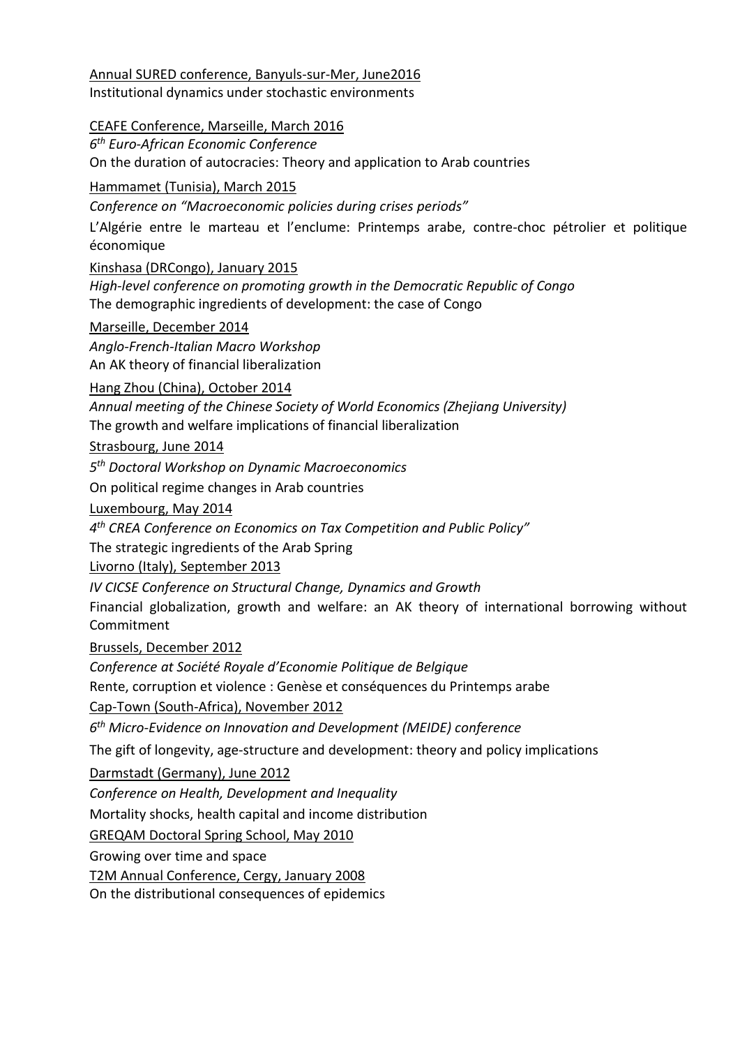<u>Annual SURED conference, Banyuls-sur-Mer, June2016</u>
Institutional dynamics under stochastic environments

<u>CEAFE Conference, Marseille, March 2016</u>
*6th Euro-African Economic Conference*
On the duration of autocracies: Theory and application to Arab countries

<u>Hammamet (Tunisia), March 2015</u>
*Conference on "Macroeconomic policies during crises periods"*
L'Algérie entre le marteau et l'enclume: Printemps arabe, contre-choc pétrolier et politique économique

<u>Kinshasa (DRCongo), January 2015</u>
*High-level conference on promoting growth in the Democratic Republic of Congo*
The demographic ingredients of development: the case of Congo

<u>Marseille, December 2014</u>
*Anglo-French-Italian Macro Workshop*
An AK theory of financial liberalization

<u>Hang Zhou (China), October 2014</u>
*Annual meeting of the Chinese Society of World Economics (Zhejiang University)*
The growth and welfare implications of financial liberalization

<u>Strasbourg, June 2014</u>
*5th Doctoral Workshop on Dynamic Macroeconomics*
On political regime changes in Arab countries

<u>Luxembourg, May 2014</u>
*4th CREA Conference on Economics on Tax Competition and Public Policy"*
The strategic ingredients of the Arab Spring

<u>Livorno (Italy), September 2013</u>
*IV CICSE Conference on Structural Change, Dynamics and Growth*
Financial globalization, growth and welfare: an AK theory of international borrowing without Commitment

<u>Brussels, December 2012</u>
*Conference at Société Royale d'Economie Politique de Belgique*
Rente, corruption et violence : Genèse et conséquences du Printemps arabe

<u>Cap-Town (South-Africa), November 2012</u>
*6th Micro-Evidence on Innovation and Development (MEIDE) conference*
The gift of longevity, age-structure and development: theory and policy implications

<u>Darmstadt (Germany), June 2012</u>
*Conference on Health, Development and Inequality*
Mortality shocks, health capital and income distribution

<u>GREQAM Doctoral Spring School, May 2010</u>
Growing over time and space

<u>T2M Annual Conference, Cergy, January 2008</u>
On the distributional consequences of epidemics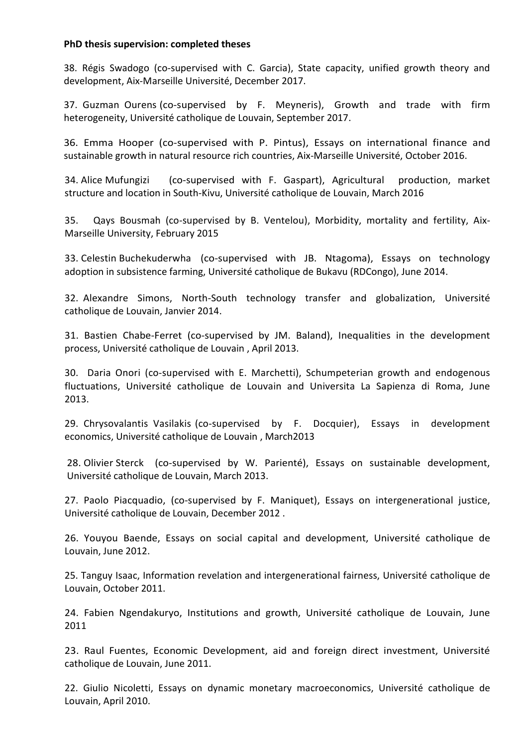**PhD thesis supervision: completed theses**

38. Régis Swadogo (co-supervised with C. Garcia), State capacity, unified growth theory and development, Aix-Marseille Université, December 2017.

37. Guzman Ourens (co-supervised by F. Meyneris), Growth and trade with firm heterogeneity, Université catholique de Louvain, September 2017.

36. Emma Hooper (co-supervised with P. Pintus), Essays on international finance and sustainable growth in natural resource rich countries, Aix-Marseille Université, October 2016.

34. Alice Mufungizi (co-supervised with F. Gaspart), Agricultural production, market structure and location in South-Kivu, Université catholique de Louvain, March 2016

35. Qays Bousmah (co-supervised by B. Ventelou), Morbidity, mortality and fertility, Aix-Marseille University, February 2015

33. Celestin Buchekuderwha (co-supervised with JB. Ntagoma), Essays on technology adoption in subsistence farming, Université catholique de Bukavu (RDCongo), June 2014.

32. Alexandre Simons, North-South technology transfer and globalization, Université catholique de Louvain, Janvier 2014.

31. Bastien Chabe-Ferret (co-supervised by JM. Baland), Inequalities in the development process, Université catholique de Louvain , April 2013.

30. Daria Onori (co-supervised with E. Marchetti), Schumpeterian growth and endogenous fluctuations, Université catholique de Louvain and Universita La Sapienza di Roma, June 2013.

29. Chrysovalantis Vasilakis (co-supervised by F. Docquier), Essays in development economics, Université catholique de Louvain , March2013

28. Olivier Sterck (co-supervised by W. Parienté), Essays on sustainable development, Université catholique de Louvain, March 2013.

27. Paolo Piacquadio, (co-supervised by F. Maniquet), Essays on intergenerational justice, Université catholique de Louvain, December 2012 .

26. Youyou Baende, Essays on social capital and development, Université catholique de Louvain, June 2012.

25. Tanguy Isaac, Information revelation and intergenerational fairness, Université catholique de Louvain, October 2011.

24. Fabien Ngendakuryo, Institutions and growth, Université catholique de Louvain, June 2011

23. Raul Fuentes, Economic Development, aid and foreign direct investment, Université catholique de Louvain, June 2011.

22. Giulio Nicoletti, Essays on dynamic monetary macroeconomics, Université catholique de Louvain, April 2010.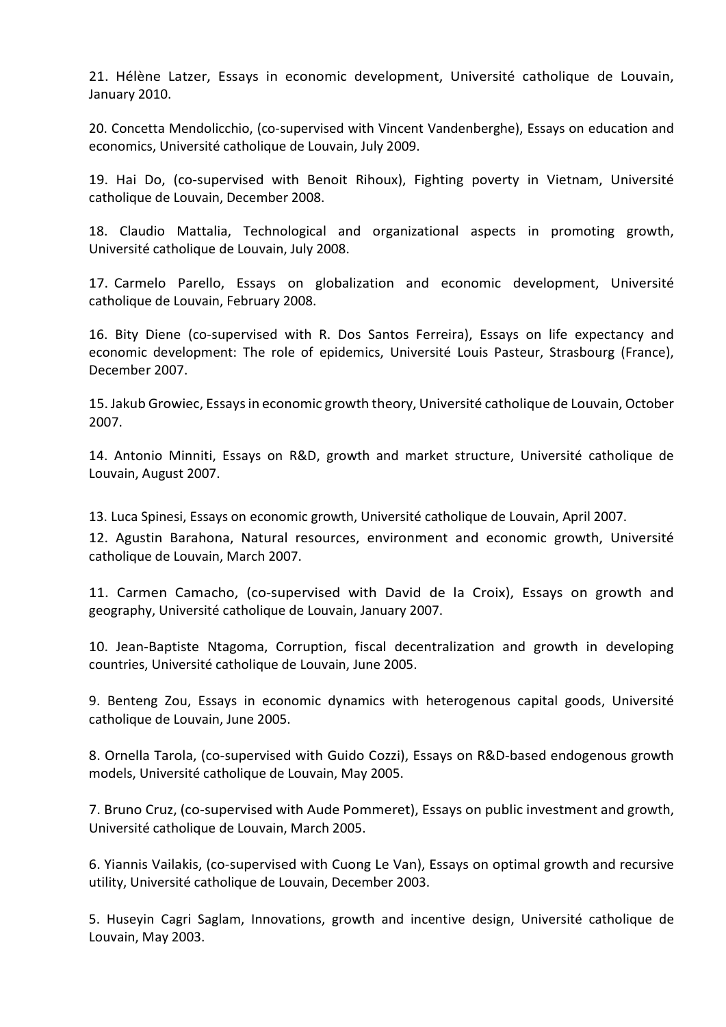21. Hélène Latzer, Essays in economic development, Université catholique de Louvain, January 2010.

20. Concetta Mendolicchio, (co-supervised with Vincent Vandenberghe), Essays on education and economics, Université catholique de Louvain, July 2009.

19. Hai Do, (co-supervised with Benoit Rihoux), Fighting poverty in Vietnam, Université catholique de Louvain, December 2008.

18. Claudio Mattalia, Technological and organizational aspects in promoting growth, Université catholique de Louvain, July 2008.

17. Carmelo Parello, Essays on globalization and economic development, Université catholique de Louvain, February 2008.

16. Bity Diene (co-supervised with R. Dos Santos Ferreira), Essays on life expectancy and economic development: The role of epidemics, Université Louis Pasteur, Strasbourg (France), December 2007.

15. Jakub Growiec, Essays in economic growth theory, Université catholique de Louvain, October 2007.

14. Antonio Minniti, Essays on R&D, growth and market structure, Université catholique de Louvain, August 2007.

13. Luca Spinesi, Essays on economic growth, Université catholique de Louvain, April 2007.

12. Agustin Barahona, Natural resources, environment and economic growth, Université catholique de Louvain, March 2007.

11. Carmen Camacho, (co-supervised with David de la Croix), Essays on growth and geography, Université catholique de Louvain, January 2007.

10. Jean-Baptiste Ntagoma, Corruption, fiscal decentralization and growth in developing countries, Université catholique de Louvain, June 2005.

9. Benteng Zou, Essays in economic dynamics with heterogenous capital goods, Université catholique de Louvain, June 2005.

8. Ornella Tarola, (co-supervised with Guido Cozzi), Essays on R&D-based endogenous growth models, Université catholique de Louvain, May 2005.

7. Bruno Cruz, (co-supervised with Aude Pommeret), Essays on public investment and growth, Université catholique de Louvain, March 2005.

6. Yiannis Vailakis, (co-supervised with Cuong Le Van), Essays on optimal growth and recursive utility, Université catholique de Louvain, December 2003.

5. Huseyin Cagri Saglam, Innovations, growth and incentive design, Université catholique de Louvain, May 2003.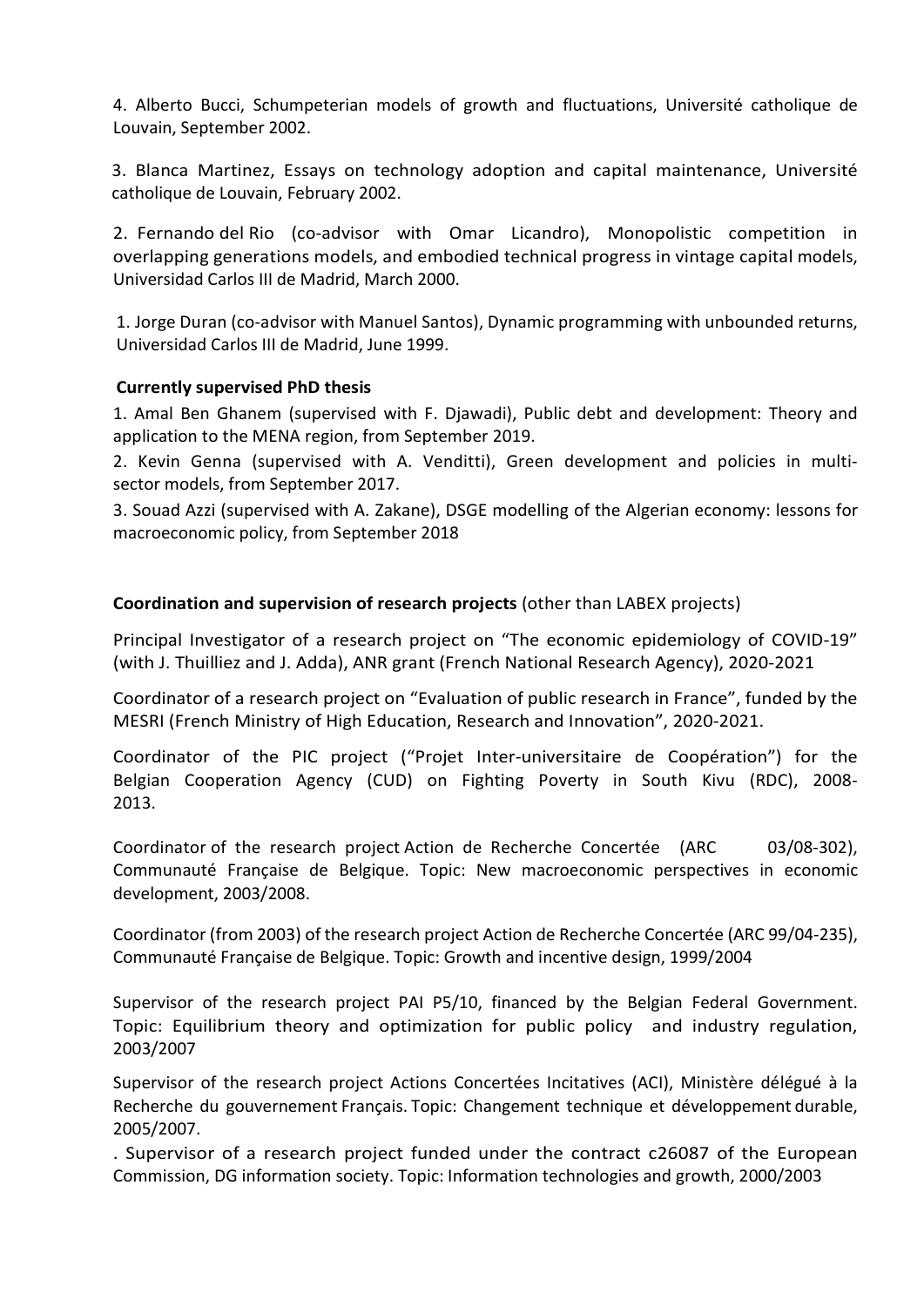4. Alberto Bucci, Schumpeterian models of growth and fluctuations, Université catholique de Louvain, September 2002.

3. Blanca Martinez, Essays on technology adoption and capital maintenance, Université catholique de Louvain, February 2002.

2. Fernando del Rio (co-advisor with Omar Licandro), Monopolistic competition in overlapping generations models, and embodied technical progress in vintage capital models, Universidad Carlos III de Madrid, March 2000.

1. Jorge Duran (co-advisor with Manuel Santos), Dynamic programming with unbounded returns, Universidad Carlos III de Madrid, June 1999.

**Currently supervised PhD thesis**

1. Amal Ben Ghanem (supervised with F. Djawadi), Public debt and development: Theory and application to the MENA region, from September 2019.
2. Kevin Genna (supervised with A. Venditti), Green development and policies in multi-sector models, from September 2017.
3. Souad Azzi (supervised with A. Zakane), DSGE modelling of the Algerian economy: lessons for macroeconomic policy, from September 2018

**Coordination and supervision of research projects** (other than LABEX projects)

Principal Investigator of a research project on "The economic epidemiology of COVID-19" (with J. Thuilliez and J. Adda), ANR grant (French National Research Agency), 2020-2021

Coordinator of a research project on "Evaluation of public research in France", funded by the MESRI (French Ministry of High Education, Research and Innovation", 2020-2021.

Coordinator of the PIC project ("Projet Inter-universitaire de Coopération") for the Belgian Cooperation Agency (CUD) on Fighting Poverty in South Kivu (RDC), 2008-2013.

Coordinator of the research project Action de Recherche Concertée (ARC 03/08-302), Communauté Française de Belgique. Topic: New macroeconomic perspectives in economic development, 2003/2008.

Coordinator (from 2003) of the research project Action de Recherche Concertée (ARC 99/04-235), Communauté Française de Belgique. Topic: Growth and incentive design, 1999/2004

Supervisor of the research project PAI P5/10, financed by the Belgian Federal Government. Topic: Equilibrium theory and optimization for public policy and industry regulation, 2003/2007

Supervisor of the research project Actions Concertées Incitatives (ACI), Ministère délégué à la Recherche du gouvernement Français. Topic: Changement technique et développement durable, 2005/2007.

. Supervisor of a research project funded under the contract c26087 of the European Commission, DG information society. Topic: Information technologies and growth, 2000/2003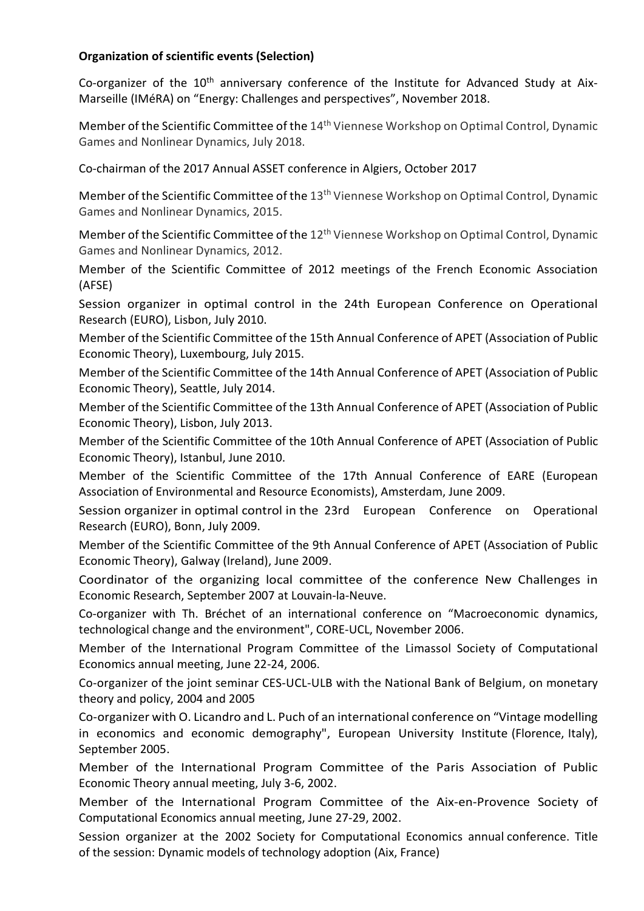**Organization of scientific events (Selection)**

Co-organizer of the 10th anniversary conference of the Institute for Advanced Study at Aix-Marseille (IMéRA) on "Energy: Challenges and perspectives", November 2018.

Member of the Scientific Committee of the 14th Viennese Workshop on Optimal Control, Dynamic Games and Nonlinear Dynamics, July 2018.

Co-chairman of the 2017 Annual ASSET conference in Algiers, October 2017

Member of the Scientific Committee of the 13th Viennese Workshop on Optimal Control, Dynamic Games and Nonlinear Dynamics, 2015.

Member of the Scientific Committee of the 12th Viennese Workshop on Optimal Control, Dynamic Games and Nonlinear Dynamics, 2012.

Member of the Scientific Committee of 2012 meetings of the French Economic Association (AFSE)

Session organizer in optimal control in the 24th European Conference on Operational Research (EURO), Lisbon, July 2010.

Member of the Scientific Committee of the 15th Annual Conference of APET (Association of Public Economic Theory), Luxembourg, July 2015.

Member of the Scientific Committee of the 14th Annual Conference of APET (Association of Public Economic Theory), Seattle, July 2014.

Member of the Scientific Committee of the 13th Annual Conference of APET (Association of Public Economic Theory), Lisbon, July 2013.

Member of the Scientific Committee of the 10th Annual Conference of APET (Association of Public Economic Theory), Istanbul, June 2010.

Member of the Scientific Committee of the 17th Annual Conference of EARE (European Association of Environmental and Resource Economists), Amsterdam, June 2009.

Session organizer in optimal control in the 23rd European Conference on Operational Research (EURO), Bonn, July 2009.

Member of the Scientific Committee of the 9th Annual Conference of APET (Association of Public Economic Theory), Galway (Ireland), June 2009.

Coordinator of the organizing local committee of the conference New Challenges in Economic Research, September 2007 at Louvain-la-Neuve.

Co-organizer with Th. Bréchet of an international conference on "Macroeconomic dynamics, technological change and the environment", CORE-UCL, November 2006.

Member of the International Program Committee of the Limassol Society of Computational Economics annual meeting, June 22-24, 2006.

Co-organizer of the joint seminar CES-UCL-ULB with the National Bank of Belgium, on monetary theory and policy, 2004 and 2005

Co-organizer with O. Licandro and L. Puch of an international conference on "Vintage modelling in economics and economic demography", European University Institute (Florence, Italy), September 2005.

Member of the International Program Committee of the Paris Association of Public Economic Theory annual meeting, July 3-6, 2002.

Member of the International Program Committee of the Aix-en-Provence Society of Computational Economics annual meeting, June 27-29, 2002.

Session organizer at the 2002 Society for Computational Economics annual conference. Title of the session: Dynamic models of technology adoption (Aix, France)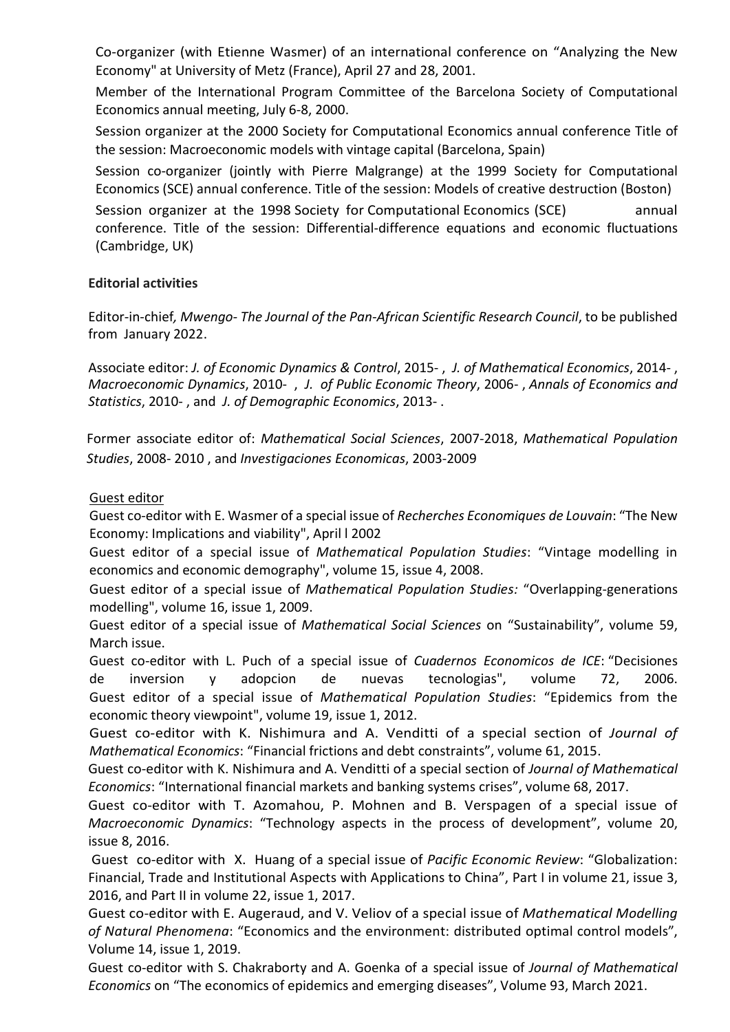Co-organizer (with Etienne Wasmer) of an international conference on “Analyzing the New Economy" at University of Metz (France), April 27 and 28, 2001.

Member of the International Program Committee of the Barcelona Society of Computational Economics annual meeting, July 6-8, 2000.

Session organizer at the 2000 Society for Computational Economics annual conference Title of the session: Macroeconomic models with vintage capital (Barcelona, Spain)

Session co-organizer (jointly with Pierre Malgrange) at the 1999 Society for Computational Economics (SCE) annual conference. Title of the session: Models of creative destruction (Boston)

Session organizer at the 1998 Society for Computational Economics (SCE) annual conference. Title of the session: Differential-difference equations and economic fluctuations (Cambridge, UK)

**Editorial activities**

Editor-in-chief*, Mwengo- The Journal of the Pan-African Scientific Research Council*, to be published from January 2022.

Associate editor: *J. of Economic Dynamics & Control*, 2015- , *J. of Mathematical Economics*, 2014- , *Macroeconomic Dynamics*, 2010- , *J. of Public Economic Theory*, 2006- , *Annals of Economics and Statistics*, 2010- , and *J. of Demographic Economics*, 2013- .

Former associate editor of: *Mathematical Social Sciences*, 2007-2018, *Mathematical Population Studies*, 2008- 2010 , and *Investigaciones Economicas*, 2003-2009

Guest editor

Guest co-editor with E. Wasmer of a special issue of *Recherches Economiques de Louvain*: “The New Economy: Implications and viability", April l 2002

Guest editor of a special issue of *Mathematical Population Studies*: “Vintage modelling in economics and economic demography", volume 15, issue 4, 2008.

Guest editor of a special issue of *Mathematical Population Studies:* “Overlapping-generations modelling", volume 16, issue 1, 2009.

Guest editor of a special issue of *Mathematical Social Sciences* on “Sustainability”, volume 59, March issue.

Guest co-editor with L. Puch of a special issue of *Cuadernos Economicos de ICE*: “Decisiones de inversion y adopcion de nuevas tecnologias", volume 72, 2006.

Guest editor of a special issue of *Mathematical Population Studies*: “Epidemics from the economic theory viewpoint", volume 19, issue 1, 2012.

Guest co-editor with K. Nishimura and A. Venditti of a special section of *Journal of Mathematical Economics*: “Financial frictions and debt constraints”, volume 61, 2015.

Guest co-editor with K. Nishimura and A. Venditti of a special section of *Journal of Mathematical Economics*: “International financial markets and banking systems crises”, volume 68, 2017.

Guest co-editor with T. Azomahou, P. Mohnen and B. Verspagen of a special issue of *Macroeconomic Dynamics*: “Technology aspects in the process of development”, volume 20, issue 8, 2016.

Guest co-editor with X. Huang of a special issue of *Pacific Economic Review*: “Globalization: Financial, Trade and Institutional Aspects with Applications to China”, Part I in volume 21, issue 3, 2016, and Part II in volume 22, issue 1, 2017.

Guest co-editor with E. Augeraud, and V. Veliov of a special issue of *Mathematical Modelling of Natural Phenomena*: “Economics and the environment: distributed optimal control models”, Volume 14, issue 1, 2019.

Guest co-editor with S. Chakraborty and A. Goenka of a special issue of *Journal of Mathematical Economics* on “The economics of epidemics and emerging diseases”, Volume 93, March 2021.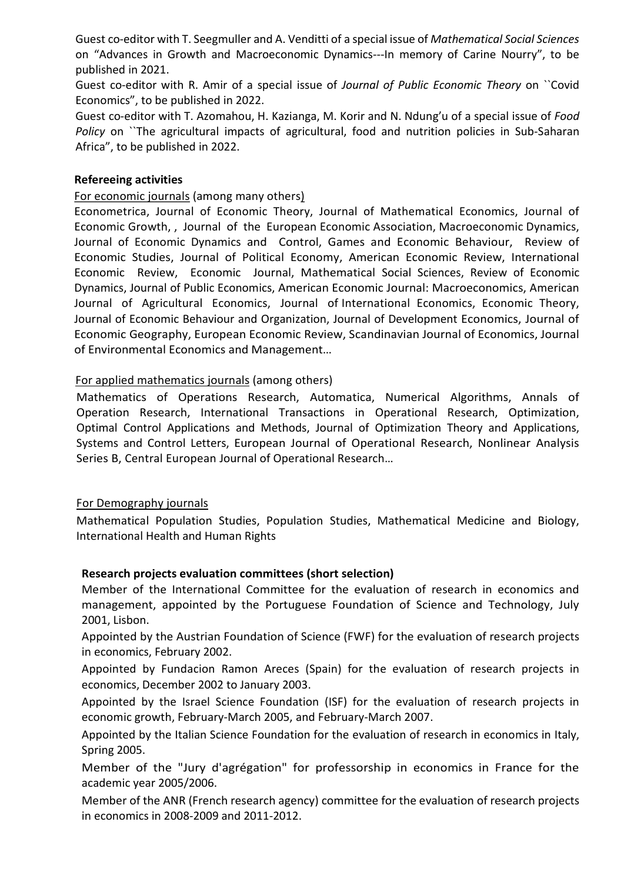Guest co-editor with T. Seegmuller and A. Venditti of a special issue of *Mathematical Social Sciences* on "Advances in Growth and Macroeconomic Dynamics---In memory of Carine Nourry", to be published in 2021.

Guest co-editor with R. Amir of a special issue of *Journal of Public Economic Theory* on ``Covid Economics", to be published in 2022.

Guest co-editor with T. Azomahou, H. Kazianga, M. Korir and N. Ndung'u of a special issue of *Food Policy* on ``The agricultural impacts of agricultural, food and nutrition policies in Sub-Saharan Africa", to be published in 2022.

**Refereeing activities**

For economic journals (among many others)

Econometrica, Journal of Economic Theory, Journal of Mathematical Economics, Journal of Economic Growth, , Journal of the European Economic Association, Macroeconomic Dynamics, Journal of Economic Dynamics and Control, Games and Economic Behaviour, Review of Economic Studies, Journal of Political Economy, American Economic Review, International Economic Review, Economic Journal, Mathematical Social Sciences, Review of Economic Dynamics, Journal of Public Economics, American Economic Journal: Macroeconomics, American Journal of Agricultural Economics, Journal of International Economics, Economic Theory, Journal of Economic Behaviour and Organization, Journal of Development Economics, Journal of Economic Geography, European Economic Review, Scandinavian Journal of Economics, Journal of Environmental Economics and Management…

For applied mathematics journals (among others)

Mathematics of Operations Research, Automatica, Numerical Algorithms, Annals of Operation Research, International Transactions in Operational Research, Optimization, Optimal Control Applications and Methods, Journal of Optimization Theory and Applications, Systems and Control Letters, European Journal of Operational Research, Nonlinear Analysis Series B, Central European Journal of Operational Research…

For Demography journals

Mathematical Population Studies, Population Studies, Mathematical Medicine and Biology, International Health and Human Rights

**Research projects evaluation committees (short selection)**

Member of the International Committee for the evaluation of research in economics and management, appointed by the Portuguese Foundation of Science and Technology, July 2001, Lisbon.

Appointed by the Austrian Foundation of Science (FWF) for the evaluation of research projects in economics, February 2002.

Appointed by Fundacion Ramon Areces (Spain) for the evaluation of research projects in economics, December 2002 to January 2003.

Appointed by the Israel Science Foundation (ISF) for the evaluation of research projects in economic growth, February-March 2005, and February-March 2007.

Appointed by the Italian Science Foundation for the evaluation of research in economics in Italy, Spring 2005.

Member of the "Jury d'agrégation" for professorship in economics in France for the academic year 2005/2006.

Member of the ANR (French research agency) committee for the evaluation of research projects in economics in 2008-2009 and 2011-2012.